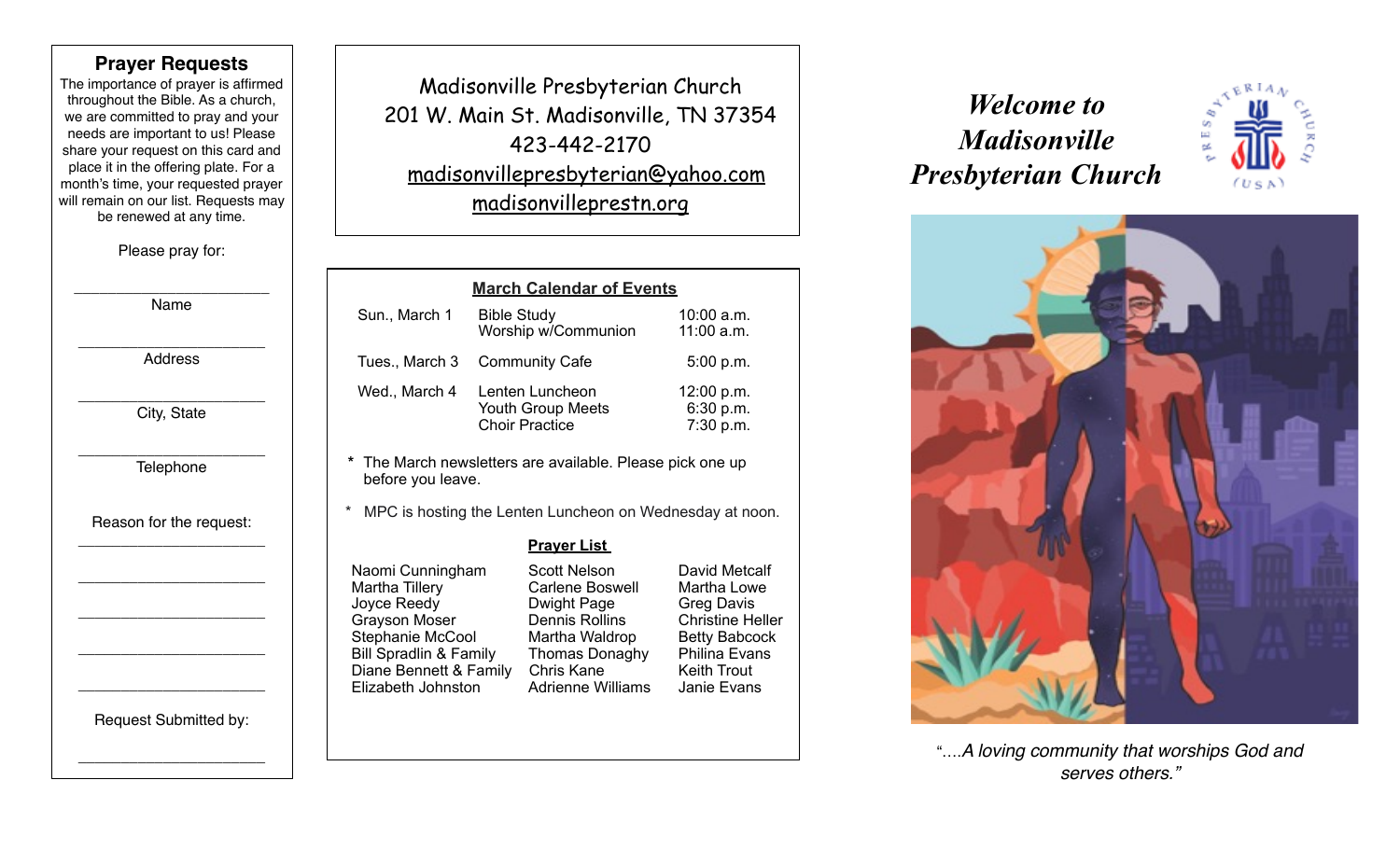## Prayer Requests

The importance of prayer is affirmed throughout the Bible. As a church, we are committed to pray and your needs are important to us! Please share your request on this card and place it in the offering plate. For a month's time, your requested prayer will remain on our list. Requests may be renewed at any time.

Please pray for:

\_\_\_\_\_\_\_\_\_\_\_\_\_\_\_\_\_\_\_\_\_\_
Name

\_\_\_\_\_\_\_\_\_\_\_\_\_\_\_\_\_\_\_\_\_\_
Address

\_\_\_\_\_\_\_\_\_\_\_\_\_\_\_\_\_\_\_\_\_\_
City, State

\_\_\_\_\_\_\_\_\_\_\_\_\_\_\_\_\_\_\_\_\_\_
Telephone

Reason for the request:

\_\_\_\_\_\_\_\_\_\_\_\_\_\_\_\_\_\_\_\_\_\_

\_\_\_\_\_\_\_\_\_\_\_\_\_\_\_\_\_\_\_\_\_\_

\_\_\_\_\_\_\_\_\_\_\_\_\_\_\_\_\_\_\_\_\_\_

\_\_\_\_\_\_\_\_\_\_\_\_\_\_\_\_\_\_\_\_\_\_

\_\_\_\_\_\_\_\_\_\_\_\_\_\_\_\_\_\_\_\_\_\_

Request Submitted by:

\_\_\_\_\_\_\_\_\_\_\_\_\_\_\_\_\_\_\_\_\_\_

---

Madisonville Presbyterian Church
201 W. Main St. Madisonville, TN 37354
423-442-2170
madisonvillepresbyterian@yahoo.com
madisonvilleprestn.org

---

### March Calendar of Events

| | | |
|---|---|---|
| Sun., March 1 | Bible Study<br>Worship w/Communion | 10:00 a.m.<br>11:00 a.m. |
| Tues., March 3 | Community Cafe | 5:00 p.m. |
| Wed., March 4 | Lenten Luncheon<br>Youth Group Meets<br>Choir Practice | 12:00 p.m.<br>6:30 p.m.<br>7:30 p.m. |

\* The March newsletters are available. Please pick one up before you leave.

\* MPC is hosting the Lenten Luncheon on Wednesday at noon.

### Prayer List

| | | |
|---|---|---|
| Naomi Cunningham | Scott Nelson | David Metcalf |
| Martha Tillery | Carlene Boswell | Martha Lowe |
| Joyce Reedy | Dwight Page | Greg Davis |
| Grayson Moser | Dennis Rollins | Christine Heller |
| Stephanie McCool | Martha Waldrop | Betty Babcock |
| Bill Spradlin & Family | Thomas Donaghy | Philina Evans |
| Diane Bennett & Family | Chris Kane | Keith Trout |
| Elizabeth Johnston | Adrienne Williams | Janie Evans |

---

# *Welcome to Madisonville Presbyterian Church*

*"....A loving community that worships God and serves others."*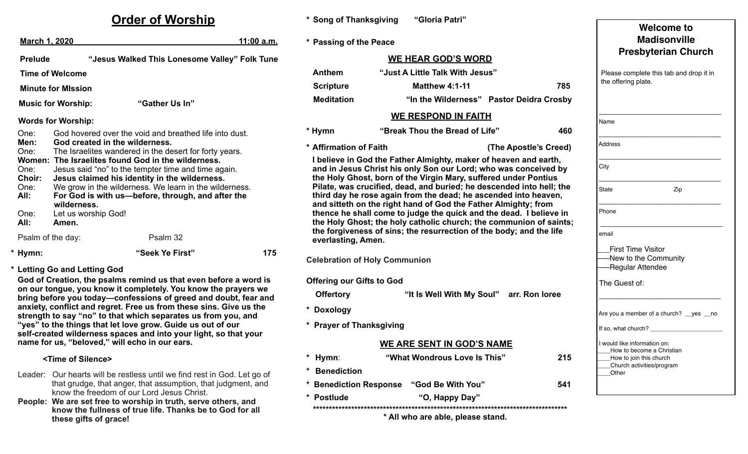# Order of Worship

**March 1, 2020** **11:00 a.m.**

**Prelude** **"Jesus Walked This Lonesome Valley" Folk Tune**

**Time of Welcome**

**Minute for MIssion**

**Music for Worship:** **"Gather Us In"**

**Words for Worship:**

One: God hovered over the void and breathed life into dust.
**Men: God created in the wilderness.**
One: The Israelites wandered in the desert for forty years.
**Women: The Israelites found God in the wilderness.**
One: Jesus said "no" to the tempter time and time again.
**Choir: Jesus claimed his identity in the wilderness.**
One: We grow in the wilderness. We learn in the wilderness.
**All: For God is with us—before, through, and after the wilderness.**
One: Let us worship God!
**All: Amen.**

Psalm of the day: Psalm 32

\* **Hymn:** **"Seek Ye First"** **175**

\* **Letting Go and Letting God**

**God of Creation, the psalms remind us that even before a word is on our tongue, you know it completely. You know the prayers we bring before you today—confessions of greed and doubt, fear and anxiety, conflict and regret. Free us from these sins. Give us the strength to say "no" to that which separates us from you, and "yes" to the things that let love grow. Guide us out of our self-created wilderness spaces and into your light, so that your name for us, "beloved," will echo in our ears.**

**<Time of Silence>**

Leader: Our hearts will be restless until we find rest in God. Let go of that grudge, that anger, that assumption, that judgment, and know the freedom of our Lord Jesus Christ.
**People: We are set free to worship in truth, serve others, and know the fullness of true life. Thanks be to God for all these gifts of grace!**

\* **Song of Thanksgiving** **"Gloria Patri"**

\* **Passing of the Peace**

## WE HEAR GOD'S WORD

**Anthem** **"Just A Little Talk With Jesus"**

**Scripture** **Matthew 4:1-11** **785**

**Meditation** **"In the Wilderness" Pastor Deidra Crosby**

## WE RESPOND IN FAITH

\* **Hymn** **"Break Thou the Bread of Life"** **460**

\* **Affirmation of Faith** **(The Apostle's Creed)**

**I believe in God the Father Almighty, maker of heaven and earth, and in Jesus Christ his only Son our Lord; who was conceived by the Holy Ghost, born of the Virgin Mary, suffered under Pontius Pilate, was crucified, dead, and buried; he descended into hell; the third day he rose again from the dead; he ascended into heaven, and sitteth on the right hand of God the Father Almighty; from thence he shall come to judge the quick and the dead. I believe in the Holy Ghost; the holy catholic church; the communion of saints; the forgiveness of sins; the resurrection of the body; and the life everlasting, Amen.**

**Celebration of Holy Communion**

**Offering our Gifts to God**

**Offertory** **"It Is Well With My Soul" arr. Ron loree**

\* **Doxology**

\* **Prayer of Thanksgiving**

## WE ARE SENT IN GOD'S NAME

\* **Hymn: "What Wondrous Love Is This"** **215**

\* **Benediction**

\* **Benediction Response** **"God Be With You"** **541**

\* **Postlude** **"O, Happy Day"**

\*\*\*\*\*\*\*\*\*\*\*\*\*\*\*\*\*\*\*\*\*\*\*\*\*\*\*\*\*\*\*\*\*\*\*\*\*\*\*\*\*\*\*\*\*\*\*\*\*\*\*\*\*\*\*\*\*\*\*\*\*\*\*\*\*\*\*\*\*\*\*\*\*\*\*\*\*\*\*\*\*

**\* All who are able, please stand.**

---

## Welcome to Madisonville Presbyterian Church

Please complete this tab and drop it in the offering plate.

Name ______________________________

Address ______________________________

City ______________________________

State ______________ Zip ______________

Phone ______________________________

email ______________________________

___First Time Visitor
___New to the Community
___Regular Attendee

The Guest of: ______________________________

Are you a member of a church? __yes __no

If so, what church? ______________________

I would like information on:
___How to become a Christian
___How to join this church
___Church activities/program
___Other